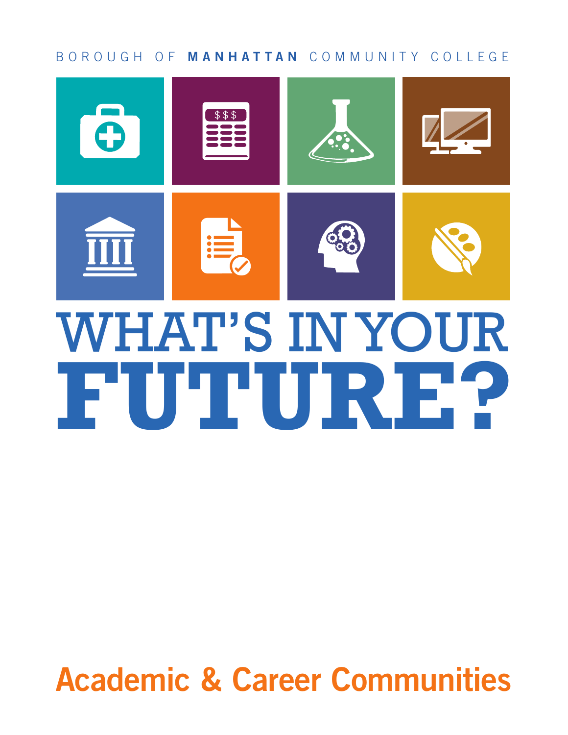BOROUGH OF **MANHATTAN** COMMUNITY COLLEGE

# WHAT'S IN YOUR **FUTURE?**

## Academic & Career Communities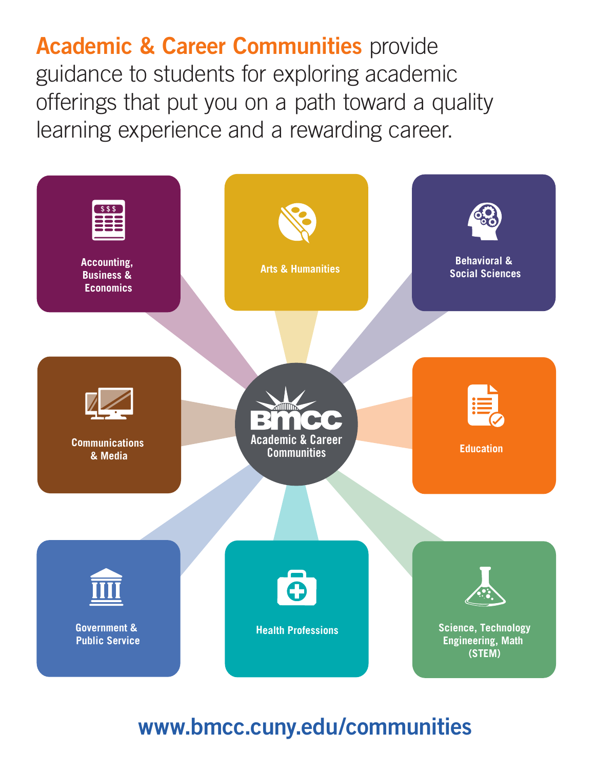**Academic & Career Communities** provide guidance to students for exploring academic offerings that put you on a path toward a quality learning experience and a rewarding career.

**BMCC Academic & Career Communities**

- Accounting, Business & Economics
- Arts & Humanities
- Behavioral & Social Sciences
- Communications & Media
- Education
- Government & Public Service
- Health Professions
- Science, Technology Engineering, Math (STEM)

**www.bmcc.cuny.edu/communities**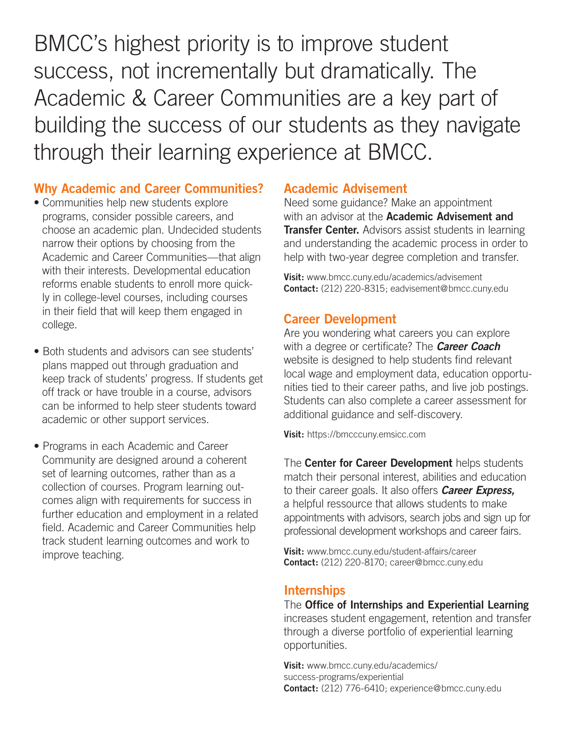BMCC's highest priority is to improve student success, not incrementally but dramatically. The Academic & Career Communities are a key part of building the success of our students as they navigate through their learning experience at BMCC.

## Why Academic and Career Communities?

- Communities help new students explore programs, consider possible careers, and choose an academic plan. Undecided students narrow their options by choosing from the Academic and Career Communities—that align with their interests. Developmental education reforms enable students to enroll more quickly in college-level courses, including courses in their field that will keep them engaged in college.
- Both students and advisors can see students' plans mapped out through graduation and keep track of students' progress. If students get off track or have trouble in a course, advisors can be informed to help steer students toward academic or other support services.
- Programs in each Academic and Career Community are designed around a coherent set of learning outcomes, rather than as a collection of courses. Program learning outcomes align with requirements for success in further education and employment in a related field. Academic and Career Communities help track student learning outcomes and work to improve teaching.

## Academic Advisement

Need some guidance? Make an appointment with an advisor at the **Academic Advisement and Transfer Center.** Advisors assist students in learning and understanding the academic process in order to help with two-year degree completion and transfer.

**Visit:** www.bmcc.cuny.edu/academics/advisement
**Contact:** (212) 220-8315; eadvisement@bmcc.cuny.edu

## Career Development

Are you wondering what careers you can explore with a degree or certificate? The ***Career Coach*** website is designed to help students find relevant local wage and employment data, education opportunities tied to their career paths, and live job postings. Students can also complete a career assessment for additional guidance and self-discovery.

**Visit:** https://bmcccuny.emsicc.com

The **Center for Career Development** helps students match their personal interest, abilities and education to their career goals. It also offers ***Career Express,*** a helpful ressource that allows students to make appointments with advisors, search jobs and sign up for professional development workshops and career fairs.

**Visit:** www.bmcc.cuny.edu/student-affairs/career
**Contact:** (212) 220-8170; career@bmcc.cuny.edu

## Internships

The **Office of Internships and Experiential Learning** increases student engagement, retention and transfer through a diverse portfolio of experiential learning opportunities.

**Visit:** www.bmcc.cuny.edu/academics/success-programs/experiential
**Contact:** (212) 776-6410; experience@bmcc.cuny.edu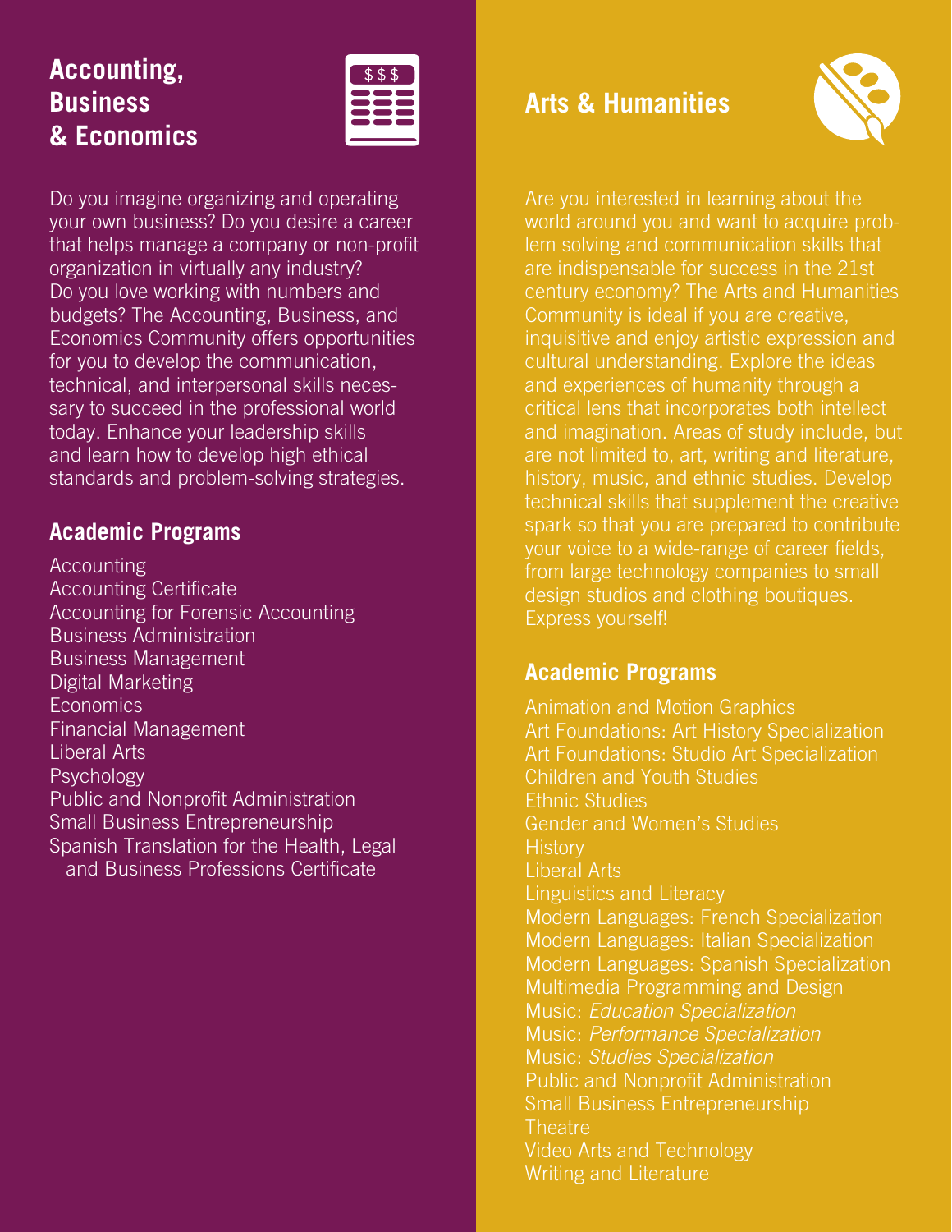## Accounting, Business & Economics

Do you imagine organizing and operating your own business? Do you desire a career that helps manage a company or non-profit organization in virtually any industry? Do you love working with numbers and budgets? The Accounting, Business, and Economics Community offers opportunities for you to develop the communication, technical, and interpersonal skills necessary to succeed in the professional world today. Enhance your leadership skills and learn how to develop high ethical standards and problem-solving strategies.

### Academic Programs

Accounting
Accounting Certificate
Accounting for Forensic Accounting
Business Administration
Business Management
Digital Marketing
Economics
Financial Management
Liberal Arts
Psychology
Public and Nonprofit Administration
Small Business Entrepreneurship
Spanish Translation for the Health, Legal and Business Professions Certificate

## Arts & Humanities

Are you interested in learning about the world around you and want to acquire problem solving and communication skills that are indispensable for success in the 21st century economy? The Arts and Humanities Community is ideal if you are creative, inquisitive and enjoy artistic expression and cultural understanding. Explore the ideas and experiences of humanity through a critical lens that incorporates both intellect and imagination. Areas of study include, but are not limited to, art, writing and literature, history, music, and ethnic studies. Develop technical skills that supplement the creative spark so that you are prepared to contribute your voice to a wide-range of career fields, from large technology companies to small design studios and clothing boutiques. Express yourself!

### Academic Programs

Animation and Motion Graphics
Art Foundations: Art History Specialization
Art Foundations: Studio Art Specialization
Children and Youth Studies
Ethnic Studies
Gender and Women's Studies
History
Liberal Arts
Linguistics and Literacy
Modern Languages: French Specialization
Modern Languages: Italian Specialization
Modern Languages: Spanish Specialization
Multimedia Programming and Design
Music: *Education Specialization*
Music: *Performance Specialization*
Music: *Studies Specialization*
Public and Nonprofit Administration
Small Business Entrepreneurship
Theatre
Video Arts and Technology
Writing and Literature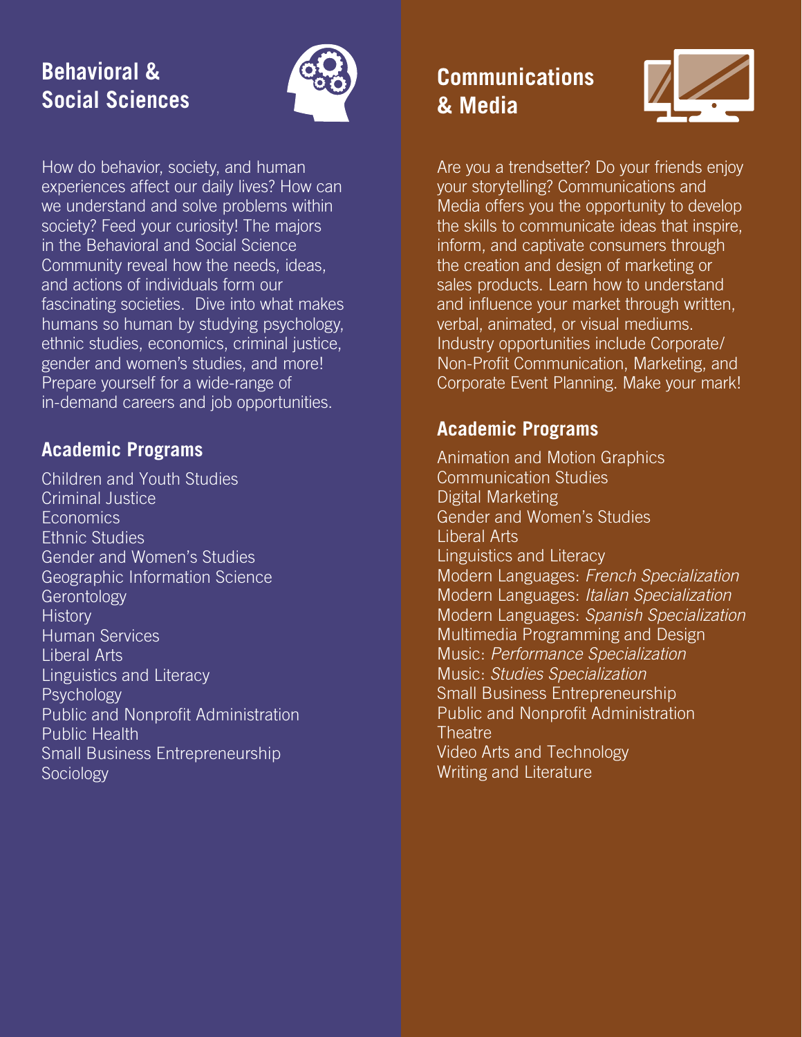## Behavioral & Social Sciences

How do behavior, society, and human experiences affect our daily lives? How can we understand and solve problems within society? Feed your curiosity! The majors in the Behavioral and Social Science Community reveal how the needs, ideas, and actions of individuals form our fascinating societies. Dive into what makes humans so human by studying psychology, ethnic studies, economics, criminal justice, gender and women's studies, and more! Prepare yourself for a wide-range of in-demand careers and job opportunities.

### Academic Programs

Children and Youth Studies
Criminal Justice
Economics
Ethnic Studies
Gender and Women's Studies
Geographic Information Science
Gerontology
History
Human Services
Liberal Arts
Linguistics and Literacy
Psychology
Public and Nonprofit Administration
Public Health
Small Business Entrepreneurship
Sociology

## Communications & Media

Are you a trendsetter? Do your friends enjoy your storytelling? Communications and Media offers you the opportunity to develop the skills to communicate ideas that inspire, inform, and captivate consumers through the creation and design of marketing or sales products. Learn how to understand and influence your market through written, verbal, animated, or visual mediums. Industry opportunities include Corporate/ Non-Profit Communication, Marketing, and Corporate Event Planning. Make your mark!

### Academic Programs

Animation and Motion Graphics
Communication Studies
Digital Marketing
Gender and Women's Studies
Liberal Arts
Linguistics and Literacy
Modern Languages: *French Specialization*
Modern Languages: *Italian Specialization*
Modern Languages: *Spanish Specialization*
Multimedia Programming and Design
Music: *Performance Specialization*
Music: *Studies Specialization*
Small Business Entrepreneurship
Public and Nonprofit Administration
Theatre
Video Arts and Technology
Writing and Literature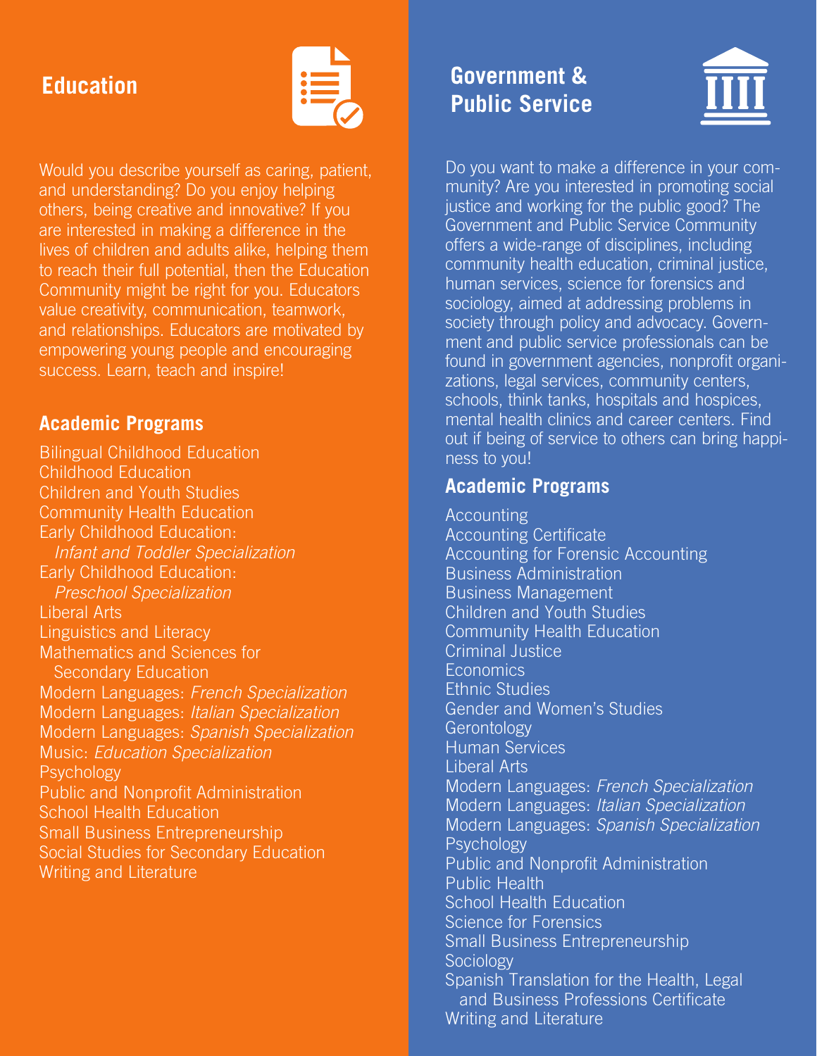## Education

Would you describe yourself as caring, patient, and understanding? Do you enjoy helping others, being creative and innovative? If you are interested in making a difference in the lives of children and adults alike, helping them to reach their full potential, then the Education Community might be right for you. Educators value creativity, communication, teamwork, and relationships. Educators are motivated by empowering young people and encouraging success. Learn, teach and inspire!

### Academic Programs

Bilingual Childhood Education
Childhood Education
Children and Youth Studies
Community Health Education
Early Childhood Education: *Infant and Toddler Specialization*
Early Childhood Education: *Preschool Specialization*
Liberal Arts
Linguistics and Literacy
Mathematics and Sciences for Secondary Education
Modern Languages: *French Specialization*
Modern Languages: *Italian Specialization*
Modern Languages: *Spanish Specialization*
Music: *Education Specialization*
Psychology
Public and Nonprofit Administration
School Health Education
Small Business Entrepreneurship
Social Studies for Secondary Education
Writing and Literature

## Government & Public Service

Do you want to make a difference in your community? Are you interested in promoting social justice and working for the public good? The Government and Public Service Community offers a wide-range of disciplines, including community health education, criminal justice, human services, science for forensics and sociology, aimed at addressing problems in society through policy and advocacy. Government and public service professionals can be found in government agencies, nonprofit organizations, legal services, community centers, schools, think tanks, hospitals and hospices, mental health clinics and career centers. Find out if being of service to others can bring happiness to you!

### Academic Programs

Accounting
Accounting Certificate
Accounting for Forensic Accounting
Business Administration
Business Management
Children and Youth Studies
Community Health Education
Criminal Justice
Economics
Ethnic Studies
Gender and Women's Studies
Gerontology
Human Services
Liberal Arts
Modern Languages: *French Specialization*
Modern Languages: *Italian Specialization*
Modern Languages: *Spanish Specialization*
Psychology
Public and Nonprofit Administration
Public Health
School Health Education
Science for Forensics
Small Business Entrepreneurship
Sociology
Spanish Translation for the Health, Legal and Business Professions Certificate
Writing and Literature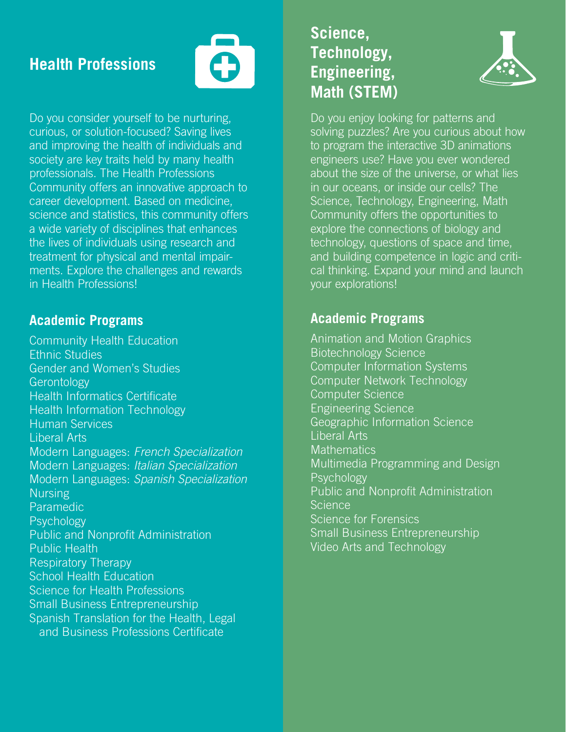## Health Professions

Do you consider yourself to be nurturing, curious, or solution-focused? Saving lives and improving the health of individuals and society are key traits held by many health professionals. The Health Professions Community offers an innovative approach to career development. Based on medicine, science and statistics, this community offers a wide variety of disciplines that enhances the lives of individuals using research and treatment for physical and mental impairments. Explore the challenges and rewards in Health Professions!

### Academic Programs

Community Health Education
Ethnic Studies
Gender and Women's Studies
Gerontology
Health Informatics Certificate
Health Information Technology
Human Services
Liberal Arts
Modern Languages: *French Specialization*
Modern Languages: *Italian Specialization*
Modern Languages: *Spanish Specialization*
Nursing
Paramedic
Psychology
Public and Nonprofit Administration
Public Health
Respiratory Therapy
School Health Education
Science for Health Professions
Small Business Entrepreneurship
Spanish Translation for the Health, Legal and Business Professions Certificate

## Science, Technology, Engineering, Math (STEM)

Do you enjoy looking for patterns and solving puzzles? Are you curious about how to program the interactive 3D animations engineers use? Have you ever wondered about the size of the universe, or what lies in our oceans, or inside our cells? The Science, Technology, Engineering, Math Community offers the opportunities to explore the connections of biology and technology, questions of space and time, and building competence in logic and critical thinking. Expand your mind and launch your explorations!

### Academic Programs

Animation and Motion Graphics
Biotechnology Science
Computer Information Systems
Computer Network Technology
Computer Science
Engineering Science
Geographic Information Science
Liberal Arts
Mathematics
Multimedia Programming and Design
Psychology
Public and Nonprofit Administration
Science
Science for Forensics
Small Business Entrepreneurship
Video Arts and Technology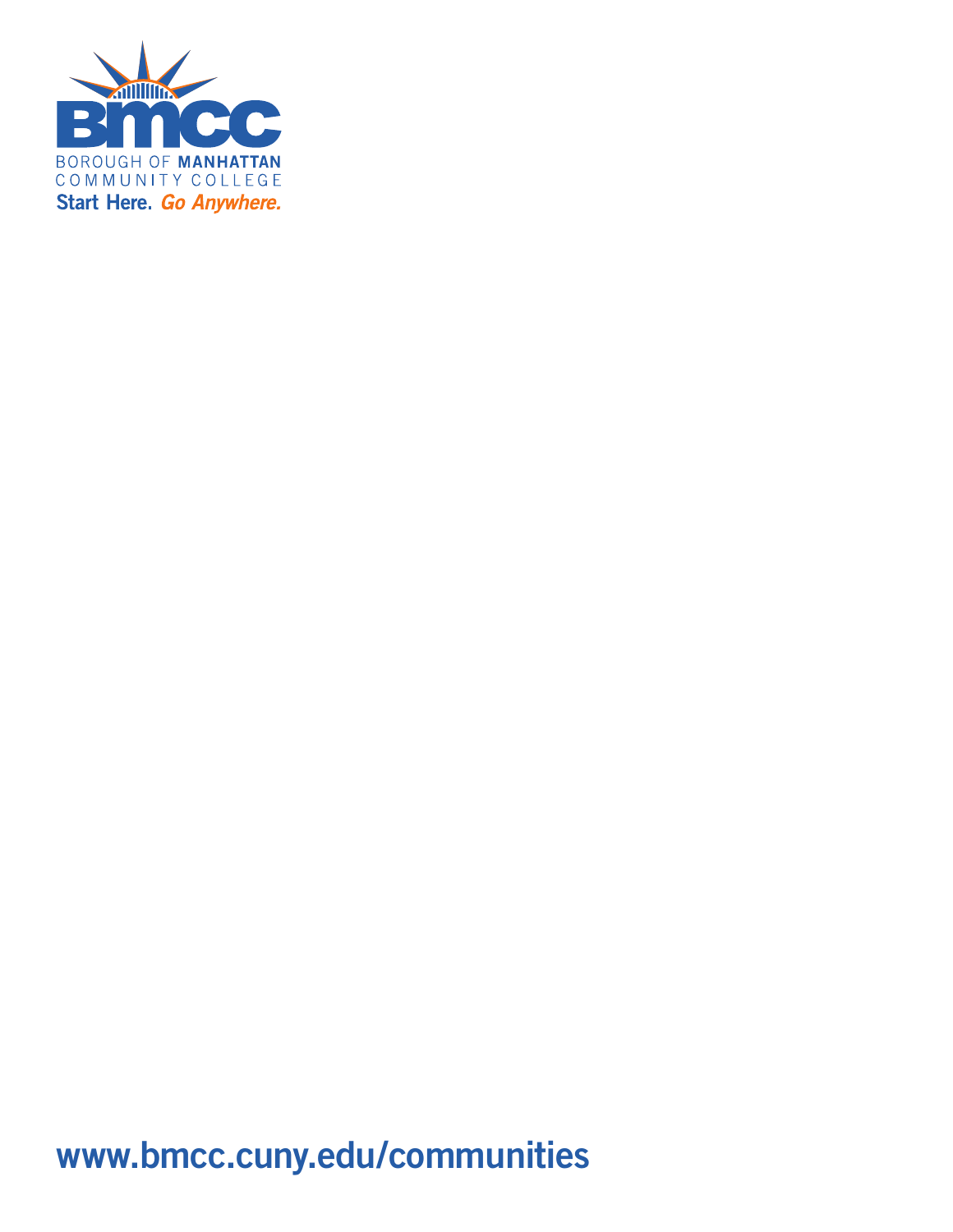BMCC

BOROUGH OF **MANHATTAN**
COMMUNITY COLLEGE

**Start Here.** ***Go Anywhere.***

**www.bmcc.cuny.edu/communities**